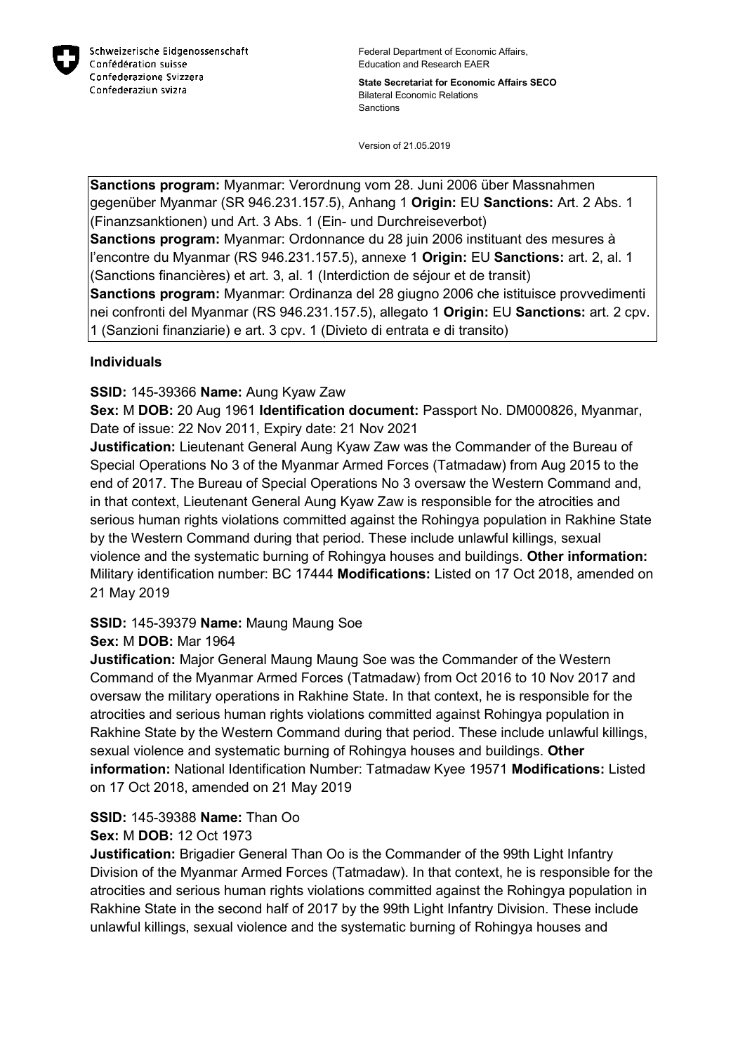Schweizerische Eidgenossenschaft
Confédération suisse
Confederazione Svizzera
Confederaziun svizra

Federal Department of Economic Affairs, Education and Research EAER

**State Secretariat for Economic Affairs SECO**
Bilateral Economic Relations
Sanctions

Version of 21.05.2019

**Sanctions program:** Myanmar: Verordnung vom 28. Juni 2006 über Massnahmen gegenüber Myanmar (SR 946.231.157.5), Anhang 1 **Origin:** EU **Sanctions:** Art. 2 Abs. 1 (Finanzsanktionen) und Art. 3 Abs. 1 (Ein- und Durchreiseverbot)
**Sanctions program:** Myanmar: Ordonnance du 28 juin 2006 instituant des mesures à l'encontre du Myanmar (RS 946.231.157.5), annexe 1 **Origin:** EU **Sanctions:** art. 2, al. 1 (Sanctions financières) et art. 3, al. 1 (Interdiction de séjour et de transit)
**Sanctions program:** Myanmar: Ordinanza del 28 giugno 2006 che istituisce provvedimenti nei confronti del Myanmar (RS 946.231.157.5), allegato 1 **Origin:** EU **Sanctions:** art. 2 cpv. 1 (Sanzioni finanziarie) e art. 3 cpv. 1 (Divieto di entrata e di transito)

## Individuals

**SSID:** 145-39366 **Name:** Aung Kyaw Zaw
**Sex:** M **DOB:** 20 Aug 1961 **Identification document:** Passport No. DM000826, Myanmar, Date of issue: 22 Nov 2011, Expiry date: 21 Nov 2021
**Justification:** Lieutenant General Aung Kyaw Zaw was the Commander of the Bureau of Special Operations No 3 of the Myanmar Armed Forces (Tatmadaw) from Aug 2015 to the end of 2017. The Bureau of Special Operations No 3 oversaw the Western Command and, in that context, Lieutenant General Aung Kyaw Zaw is responsible for the atrocities and serious human rights violations committed against the Rohingya population in Rakhine State by the Western Command during that period. These include unlawful killings, sexual violence and the systematic burning of Rohingya houses and buildings. **Other information:** Military identification number: BC 17444 **Modifications:** Listed on 17 Oct 2018, amended on 21 May 2019

**SSID:** 145-39379 **Name:** Maung Maung Soe
**Sex:** M **DOB:** Mar 1964
**Justification:** Major General Maung Maung Soe was the Commander of the Western Command of the Myanmar Armed Forces (Tatmadaw) from Oct 2016 to 10 Nov 2017 and oversaw the military operations in Rakhine State. In that context, he is responsible for the atrocities and serious human rights violations committed against Rohingya population in Rakhine State by the Western Command during that period. These include unlawful killings, sexual violence and systematic burning of Rohingya houses and buildings. **Other information:** National Identification Number: Tatmadaw Kyee 19571 **Modifications:** Listed on 17 Oct 2018, amended on 21 May 2019

**SSID:** 145-39388 **Name:** Than Oo
**Sex:** M **DOB:** 12 Oct 1973
**Justification:** Brigadier General Than Oo is the Commander of the 99th Light Infantry Division of the Myanmar Armed Forces (Tatmadaw). In that context, he is responsible for the atrocities and serious human rights violations committed against the Rohingya population in Rakhine State in the second half of 2017 by the 99th Light Infantry Division. These include unlawful killings, sexual violence and the systematic burning of Rohingya houses and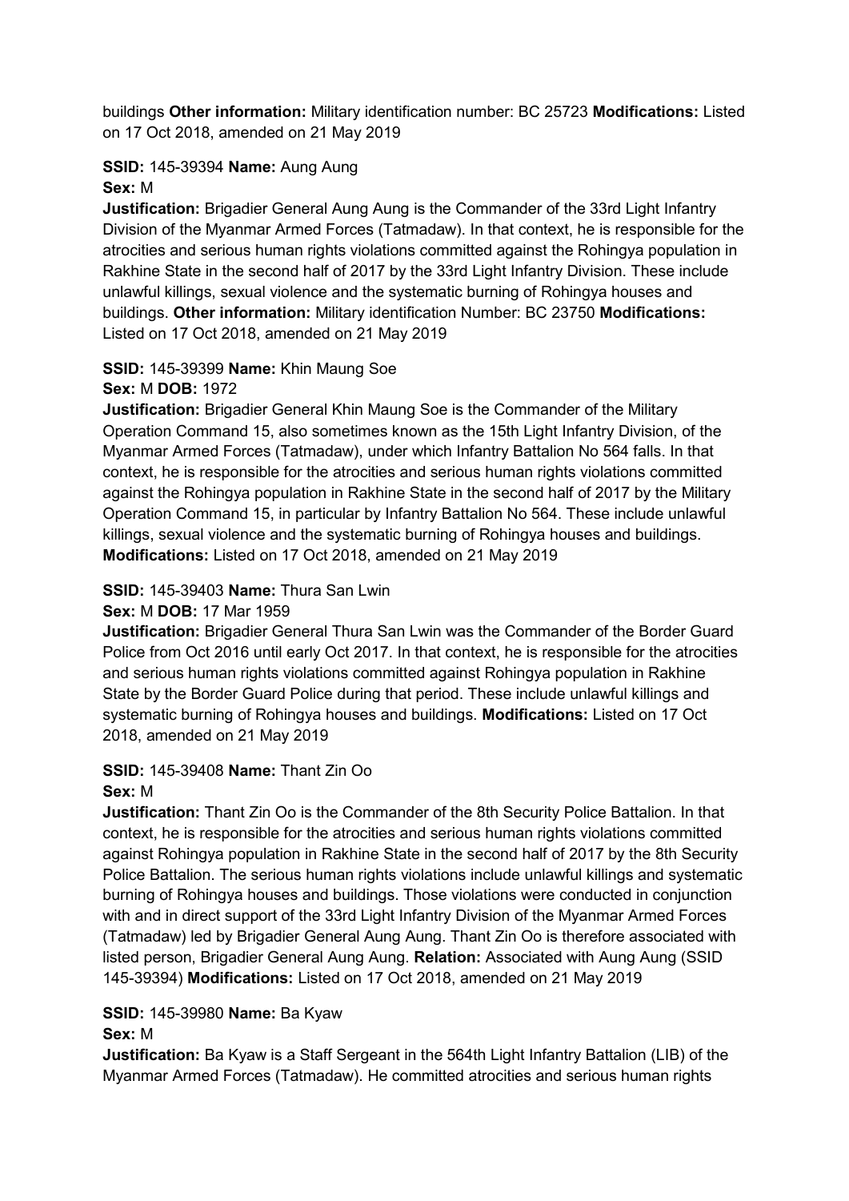buildings **Other information:** Military identification number: BC 25723 **Modifications:** Listed on 17 Oct 2018, amended on 21 May 2019

**SSID:** 145-39394 **Name:** Aung Aung
**Sex:** M
**Justification:** Brigadier General Aung Aung is the Commander of the 33rd Light Infantry Division of the Myanmar Armed Forces (Tatmadaw). In that context, he is responsible for the atrocities and serious human rights violations committed against the Rohingya population in Rakhine State in the second half of 2017 by the 33rd Light Infantry Division. These include unlawful killings, sexual violence and the systematic burning of Rohingya houses and buildings. **Other information:** Military identification Number: BC 23750 **Modifications:** Listed on 17 Oct 2018, amended on 21 May 2019

**SSID:** 145-39399 **Name:** Khin Maung Soe
**Sex:** M **DOB:** 1972
**Justification:** Brigadier General Khin Maung Soe is the Commander of the Military Operation Command 15, also sometimes known as the 15th Light Infantry Division, of the Myanmar Armed Forces (Tatmadaw), under which Infantry Battalion No 564 falls. In that context, he is responsible for the atrocities and serious human rights violations committed against the Rohingya population in Rakhine State in the second half of 2017 by the Military Operation Command 15, in particular by Infantry Battalion No 564. These include unlawful killings, sexual violence and the systematic burning of Rohingya houses and buildings. **Modifications:** Listed on 17 Oct 2018, amended on 21 May 2019

**SSID:** 145-39403 **Name:** Thura San Lwin
**Sex:** M **DOB:** 17 Mar 1959
**Justification:** Brigadier General Thura San Lwin was the Commander of the Border Guard Police from Oct 2016 until early Oct 2017. In that context, he is responsible for the atrocities and serious human rights violations committed against Rohingya population in Rakhine State by the Border Guard Police during that period. These include unlawful killings and systematic burning of Rohingya houses and buildings. **Modifications:** Listed on 17 Oct 2018, amended on 21 May 2019

**SSID:** 145-39408 **Name:** Thant Zin Oo
**Sex:** M
**Justification:** Thant Zin Oo is the Commander of the 8th Security Police Battalion. In that context, he is responsible for the atrocities and serious human rights violations committed against Rohingya population in Rakhine State in the second half of 2017 by the 8th Security Police Battalion. The serious human rights violations include unlawful killings and systematic burning of Rohingya houses and buildings. Those violations were conducted in conjunction with and in direct support of the 33rd Light Infantry Division of the Myanmar Armed Forces (Tatmadaw) led by Brigadier General Aung Aung. Thant Zin Oo is therefore associated with listed person, Brigadier General Aung Aung. **Relation:** Associated with Aung Aung (SSID 145-39394) **Modifications:** Listed on 17 Oct 2018, amended on 21 May 2019

**SSID:** 145-39980 **Name:** Ba Kyaw
**Sex:** M
**Justification:** Ba Kyaw is a Staff Sergeant in the 564th Light Infantry Battalion (LIB) of the Myanmar Armed Forces (Tatmadaw). He committed atrocities and serious human rights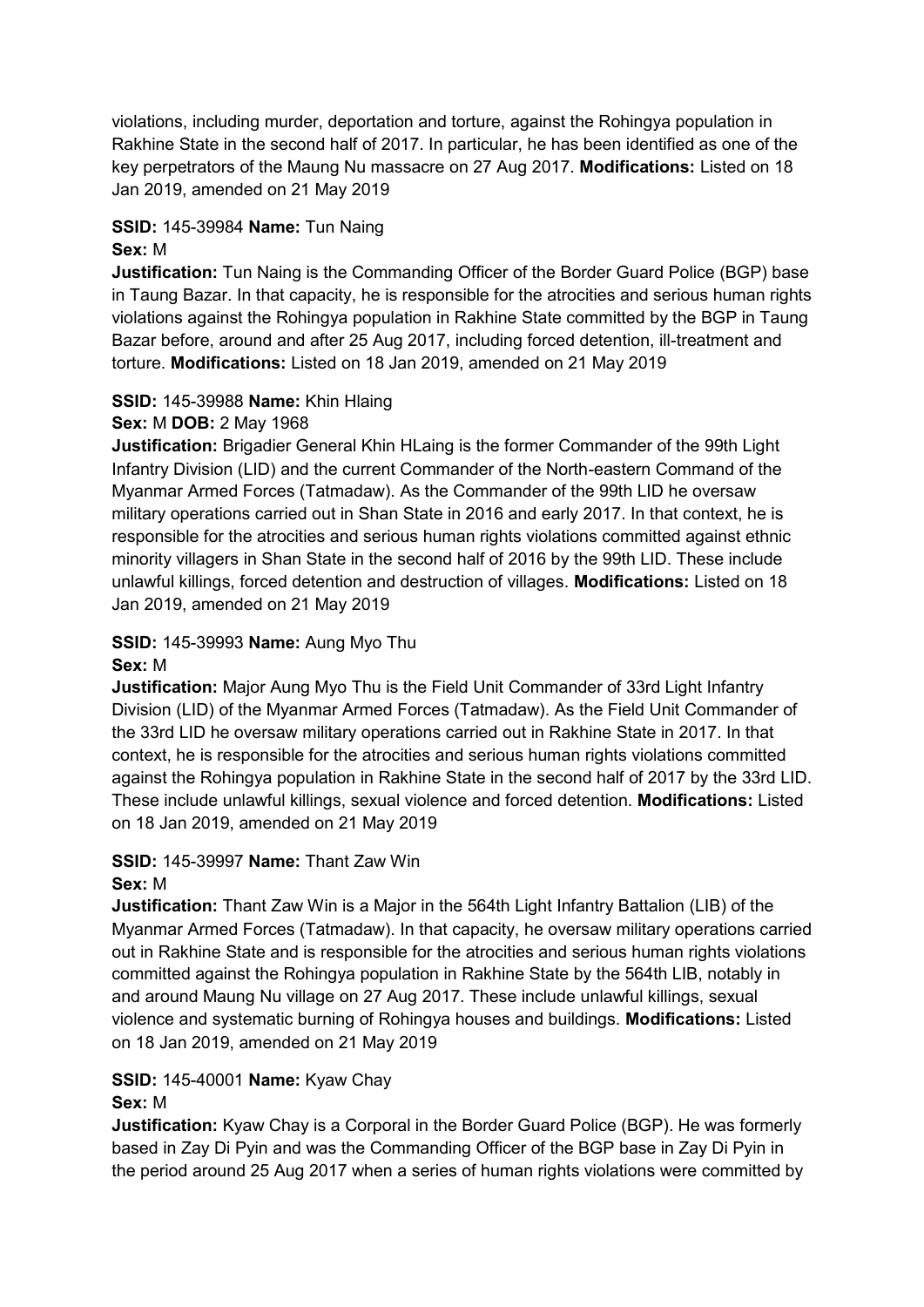violations, including murder, deportation and torture, against the Rohingya population in Rakhine State in the second half of 2017. In particular, he has been identified as one of the key perpetrators of the Maung Nu massacre on 27 Aug 2017. **Modifications:** Listed on 18 Jan 2019, amended on 21 May 2019

**SSID:** 145-39984 **Name:** Tun Naing
**Sex:** M
**Justification:** Tun Naing is the Commanding Officer of the Border Guard Police (BGP) base in Taung Bazar. In that capacity, he is responsible for the atrocities and serious human rights violations against the Rohingya population in Rakhine State committed by the BGP in Taung Bazar before, around and after 25 Aug 2017, including forced detention, ill-treatment and torture. **Modifications:** Listed on 18 Jan 2019, amended on 21 May 2019

**SSID:** 145-39988 **Name:** Khin Hlaing
**Sex:** M **DOB:** 2 May 1968
**Justification:** Brigadier General Khin HLaing is the former Commander of the 99th Light Infantry Division (LID) and the current Commander of the North-eastern Command of the Myanmar Armed Forces (Tatmadaw). As the Commander of the 99th LID he oversaw military operations carried out in Shan State in 2016 and early 2017. In that context, he is responsible for the atrocities and serious human rights violations committed against ethnic minority villagers in Shan State in the second half of 2016 by the 99th LID. These include unlawful killings, forced detention and destruction of villages. **Modifications:** Listed on 18 Jan 2019, amended on 21 May 2019

**SSID:** 145-39993 **Name:** Aung Myo Thu
**Sex:** M
**Justification:** Major Aung Myo Thu is the Field Unit Commander of 33rd Light Infantry Division (LID) of the Myanmar Armed Forces (Tatmadaw). As the Field Unit Commander of the 33rd LID he oversaw military operations carried out in Rakhine State in 2017. In that context, he is responsible for the atrocities and serious human rights violations committed against the Rohingya population in Rakhine State in the second half of 2017 by the 33rd LID. These include unlawful killings, sexual violence and forced detention. **Modifications:** Listed on 18 Jan 2019, amended on 21 May 2019

**SSID:** 145-39997 **Name:** Thant Zaw Win
**Sex:** M
**Justification:** Thant Zaw Win is a Major in the 564th Light Infantry Battalion (LIB) of the Myanmar Armed Forces (Tatmadaw). In that capacity, he oversaw military operations carried out in Rakhine State and is responsible for the atrocities and serious human rights violations committed against the Rohingya population in Rakhine State by the 564th LIB, notably in and around Maung Nu village on 27 Aug 2017. These include unlawful killings, sexual violence and systematic burning of Rohingya houses and buildings. **Modifications:** Listed on 18 Jan 2019, amended on 21 May 2019

**SSID:** 145-40001 **Name:** Kyaw Chay
**Sex:** M
**Justification:** Kyaw Chay is a Corporal in the Border Guard Police (BGP). He was formerly based in Zay Di Pyin and was the Commanding Officer of the BGP base in Zay Di Pyin in the period around 25 Aug 2017 when a series of human rights violations were committed by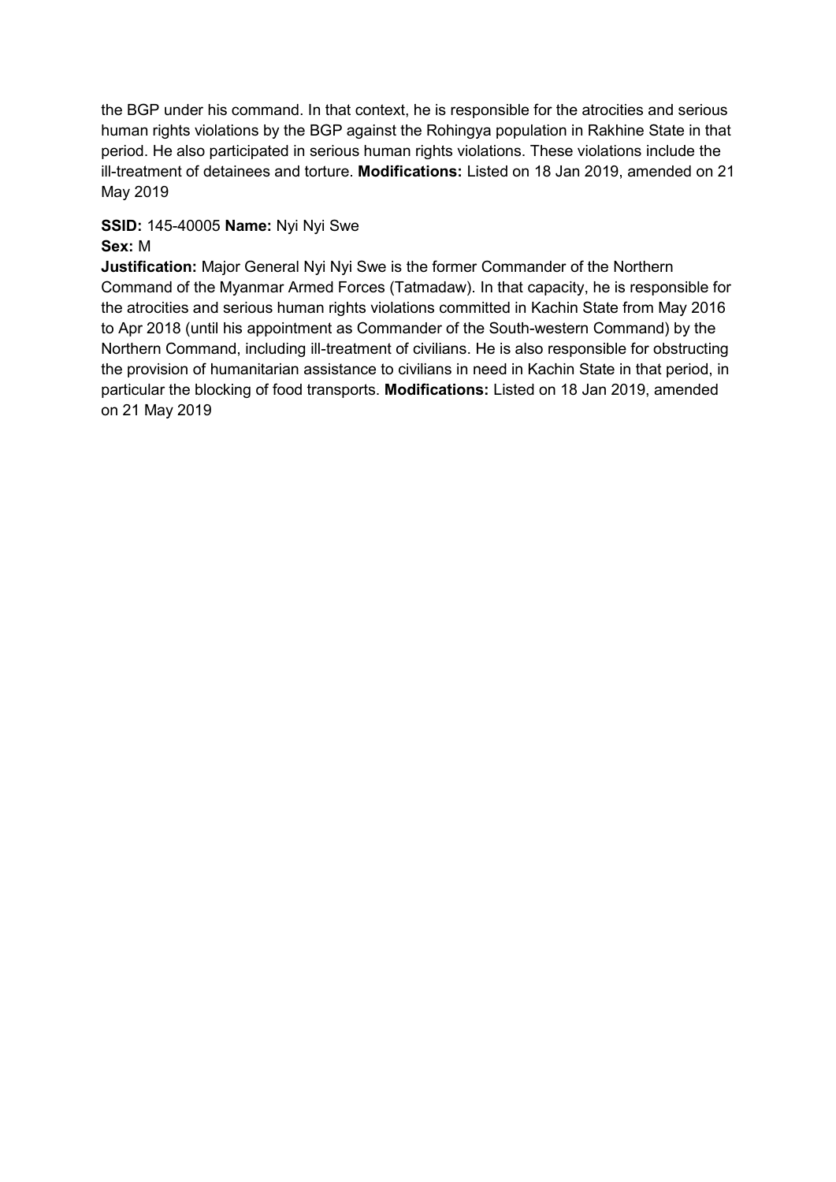the BGP under his command. In that context, he is responsible for the atrocities and serious human rights violations by the BGP against the Rohingya population in Rakhine State in that period. He also participated in serious human rights violations. These violations include the ill-treatment of detainees and torture. **Modifications:** Listed on 18 Jan 2019, amended on 21 May 2019

**SSID:** 145-40005 **Name:** Nyi Nyi Swe
**Sex:** M
**Justification:** Major General Nyi Nyi Swe is the former Commander of the Northern Command of the Myanmar Armed Forces (Tatmadaw). In that capacity, he is responsible for the atrocities and serious human rights violations committed in Kachin State from May 2016 to Apr 2018 (until his appointment as Commander of the South-western Command) by the Northern Command, including ill-treatment of civilians. He is also responsible for obstructing the provision of humanitarian assistance to civilians in need in Kachin State in that period, in particular the blocking of food transports. **Modifications:** Listed on 18 Jan 2019, amended on 21 May 2019